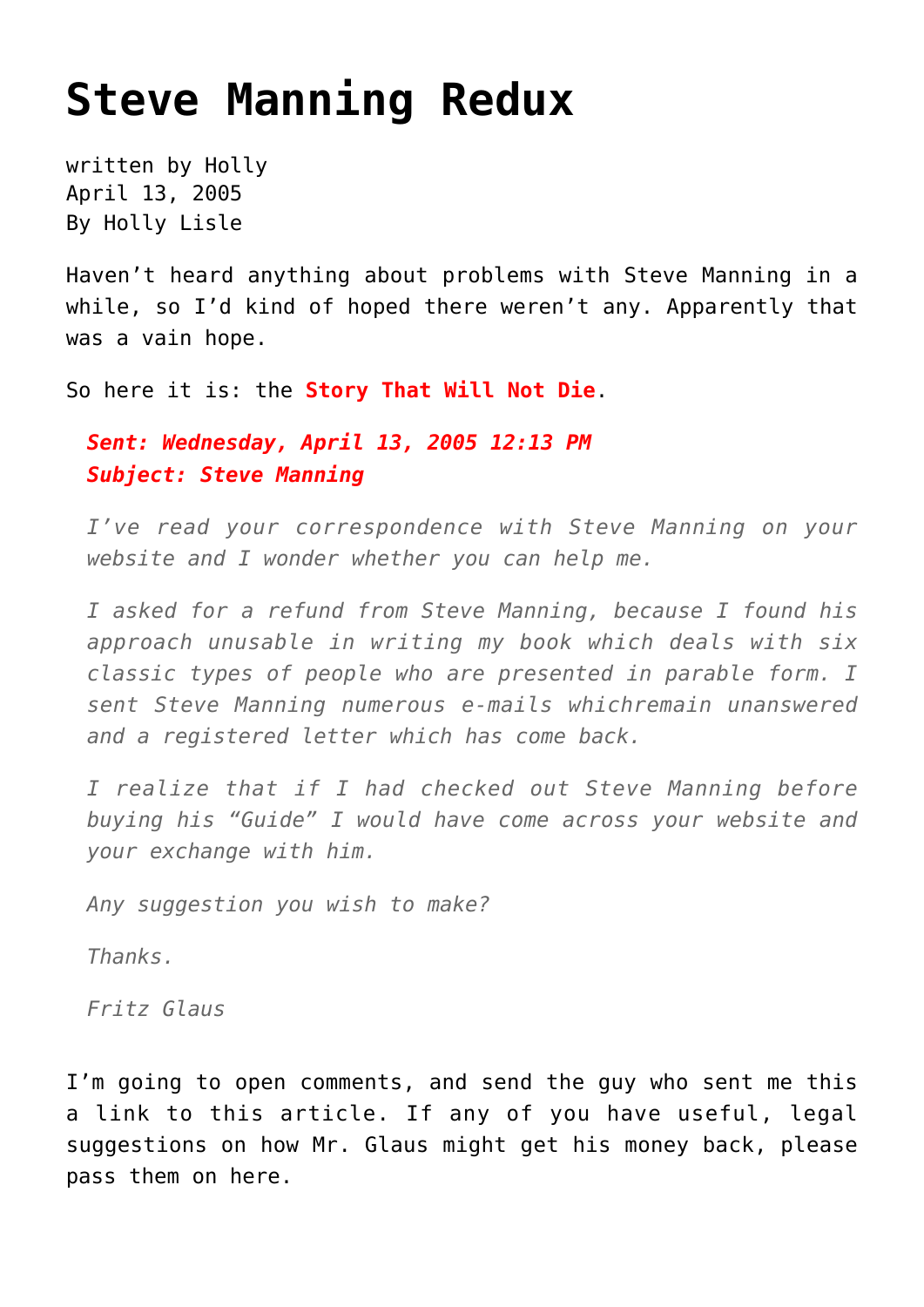# Steve Manning Redux

written by Holly
April 13, 2005
By Holly Lisle

Haven't heard anything about problems with Steve Manning in a while, so I'd kind of hoped there weren't any. Apparently that was a vain hope.

So here it is: the **Story That Will Not Die**.

> ***Sent: Wednesday, April 13, 2005 12:13 PM***
> ***Subject: Steve Manning***
>
> *I've read your correspondence with Steve Manning on your website and I wonder whether you can help me.*
>
> *I asked for a refund from Steve Manning, because I found his approach unusable in writing my book which deals with six classic types of people who are presented in parable form. I sent Steve Manning numerous e-mails whichremain unanswered and a registered letter which has come back.*
>
> *I realize that if I had checked out Steve Manning before buying his "Guide" I would have come across your website and your exchange with him.*
>
> *Any suggestion you wish to make?*
>
> *Thanks.*
>
> *Fritz Glaus*

I'm going to open comments, and send the guy who sent me this a link to this article. If any of you have useful, legal suggestions on how Mr. Glaus might get his money back, please pass them on here.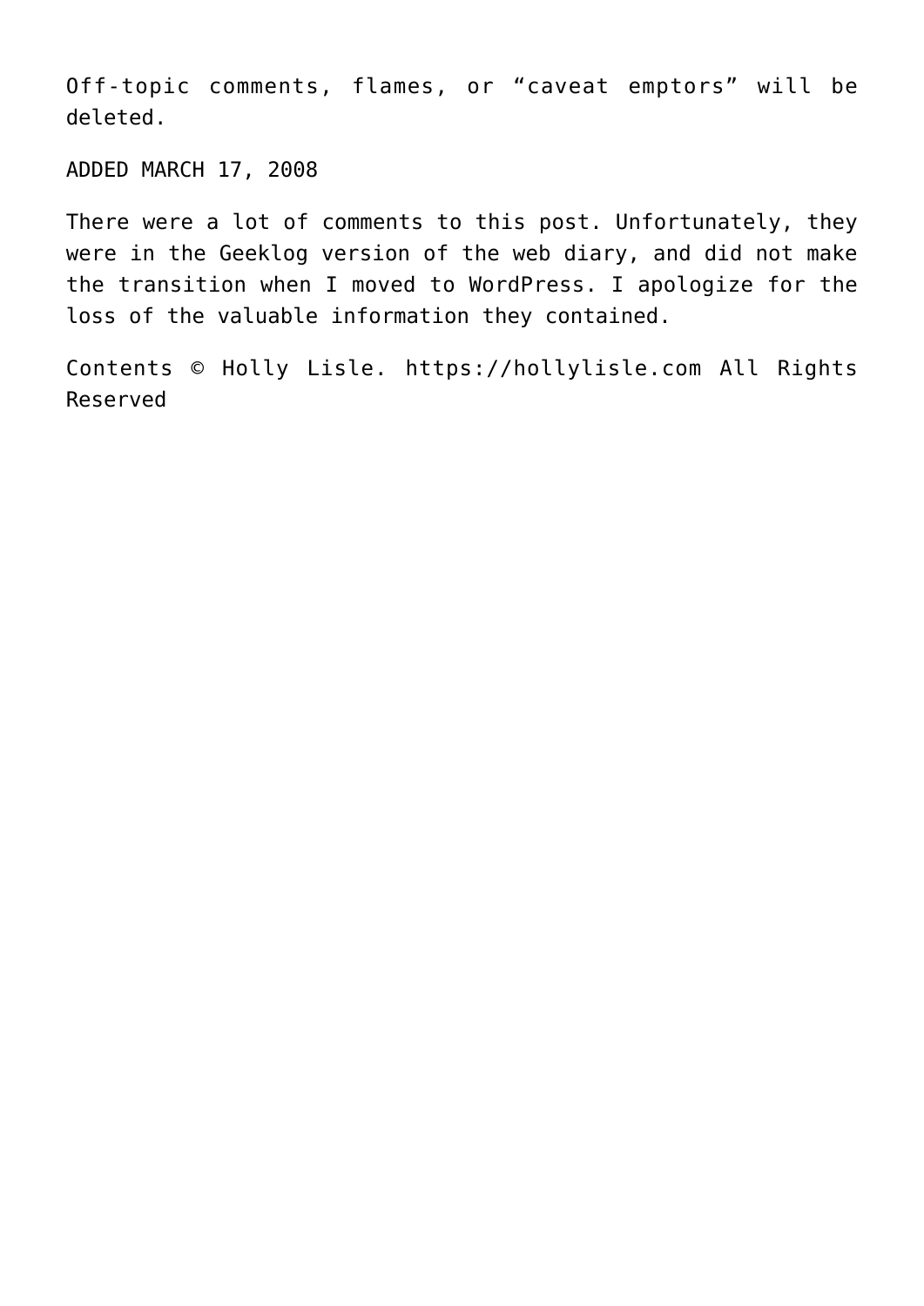Off-topic comments, flames, or “caveat emptors” will be deleted.

ADDED MARCH 17, 2008

There were a lot of comments to this post. Unfortunately, they were in the Geeklog version of the web diary, and did not make the transition when I moved to WordPress. I apologize for the loss of the valuable information they contained.

Contents © Holly Lisle. https://hollylisle.com All Rights Reserved